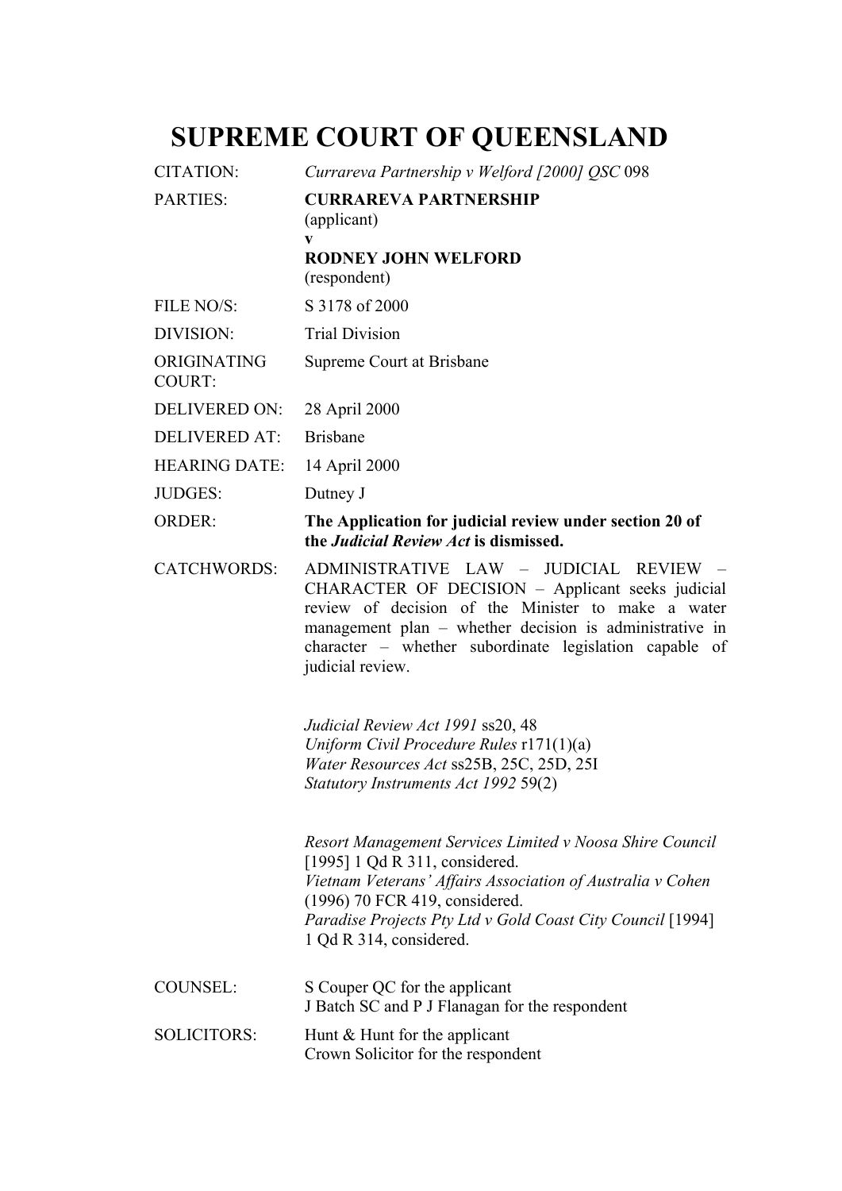# SUPREME COURT OF QUEENSLAND

| | |
|---|---|
| CITATION: | *Currareva Partnership v Welford [2000] QSC* 098 |
| PARTIES: | **CURRAREVA PARTNERSHIP**<br>(applicant)<br>**v**<br>**RODNEY JOHN WELFORD**<br>(respondent) |
| FILE NO/S: | S 3178 of 2000 |
| DIVISION: | Trial Division |
| ORIGINATING COURT: | Supreme Court at Brisbane |
| DELIVERED ON: | 28 April 2000 |
| DELIVERED AT: | Brisbane |
| HEARING DATE: | 14 April 2000 |
| JUDGES: | Dutney J |
| ORDER: | **The Application for judicial review under section 20 of the *Judicial Review Act* is dismissed.** |
| CATCHWORDS: | ADMINISTRATIVE LAW – JUDICIAL REVIEW – CHARACTER OF DECISION – Applicant seeks judicial review of decision of the Minister to make a water management plan – whether decision is administrative in character – whether subordinate legislation capable of judicial review.<br><br>*Judicial Review Act 1991* ss20, 48<br>*Uniform Civil Procedure Rules* r171(1)(a)<br>*Water Resources Act* ss25B, 25C, 25D, 25I<br>*Statutory Instruments Act 1992* 59(2)<br><br>*Resort Management Services Limited v Noosa Shire Council* [1995] 1 Qd R 311, considered.<br>*Vietnam Veterans' Affairs Association of Australia v Cohen* (1996) 70 FCR 419, considered.<br>*Paradise Projects Pty Ltd v Gold Coast City Council* [1994] 1 Qd R 314, considered. |
| COUNSEL: | S Couper QC for the applicant<br>J Batch SC and P J Flanagan for the respondent |
| SOLICITORS: | Hunt & Hunt for the applicant<br>Crown Solicitor for the respondent |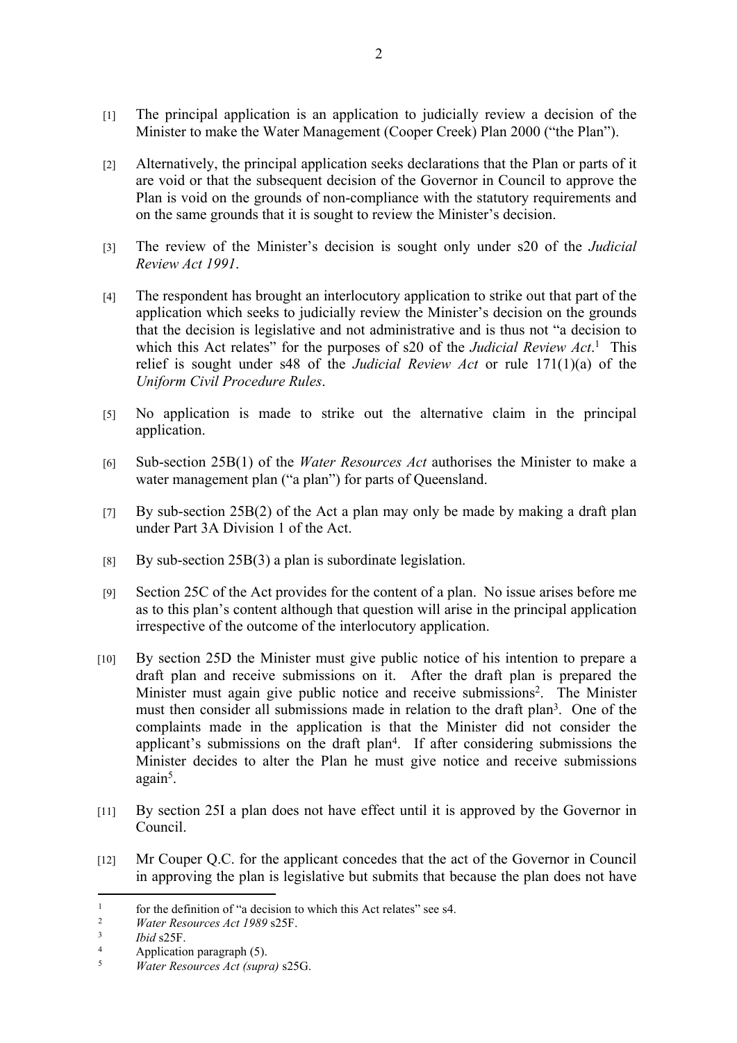[1] The principal application is an application to judicially review a decision of the Minister to make the Water Management (Cooper Creek) Plan 2000 ("the Plan").

[2] Alternatively, the principal application seeks declarations that the Plan or parts of it are void or that the subsequent decision of the Governor in Council to approve the Plan is void on the grounds of non-compliance with the statutory requirements and on the same grounds that it is sought to review the Minister's decision.

[3] The review of the Minister's decision is sought only under s20 of the *Judicial Review Act 1991*.

[4] The respondent has brought an interlocutory application to strike out that part of the application which seeks to judicially review the Minister's decision on the grounds that the decision is legislative and not administrative and is thus not "a decision to which this Act relates" for the purposes of s20 of the *Judicial Review Act*.[1] This relief is sought under s48 of the *Judicial Review Act* or rule 171(1)(a) of the *Uniform Civil Procedure Rules*.

[5] No application is made to strike out the alternative claim in the principal application.

[6] Sub-section 25B(1) of the *Water Resources Act* authorises the Minister to make a water management plan ("a plan") for parts of Queensland.

[7] By sub-section 25B(2) of the Act a plan may only be made by making a draft plan under Part 3A Division 1 of the Act.

[8] By sub-section 25B(3) a plan is subordinate legislation.

[9] Section 25C of the Act provides for the content of a plan. No issue arises before me as to this plan's content although that question will arise in the principal application irrespective of the outcome of the interlocutory application.

[10] By section 25D the Minister must give public notice of his intention to prepare a draft plan and receive submissions on it. After the draft plan is prepared the Minister must again give public notice and receive submissions[2]. The Minister must then consider all submissions made in relation to the draft plan[3]. One of the complaints made in the application is that the Minister did not consider the applicant's submissions on the draft plan[4]. If after considering submissions the Minister decides to alter the Plan he must give notice and receive submissions again[5].

[11] By section 25I a plan does not have effect until it is approved by the Governor in Council.

[12] Mr Couper Q.C. for the applicant concedes that the act of the Governor in Council in approving the plan is legislative but submits that because the plan does not have

---

[1] for the definition of "a decision to which this Act relates" see s4.

[2] *Water Resources Act 1989* s25F.

[3] *Ibid* s25F.

[4] Application paragraph (5).

[5] *Water Resources Act (supra)* s25G.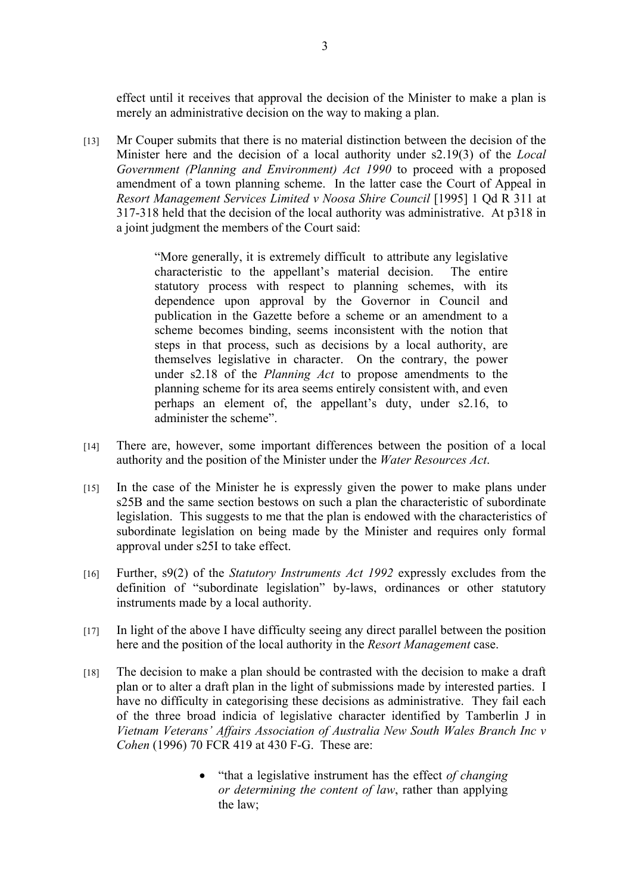effect until it receives that approval the decision of the Minister to make a plan is merely an administrative decision on the way to making a plan.

[13] Mr Couper submits that there is no material distinction between the decision of the Minister here and the decision of a local authority under s2.19(3) of the *Local Government (Planning and Environment) Act 1990* to proceed with a proposed amendment of a town planning scheme. In the latter case the Court of Appeal in *Resort Management Services Limited v Noosa Shire Council* [1995] 1 Qd R 311 at 317-318 held that the decision of the local authority was administrative. At p318 in a joint judgment the members of the Court said:

> "More generally, it is extremely difficult to attribute any legislative characteristic to the appellant's material decision. The entire statutory process with respect to planning schemes, with its dependence upon approval by the Governor in Council and publication in the Gazette before a scheme or an amendment to a scheme becomes binding, seems inconsistent with the notion that steps in that process, such as decisions by a local authority, are themselves legislative in character. On the contrary, the power under s2.18 of the *Planning Act* to propose amendments to the planning scheme for its area seems entirely consistent with, and even perhaps an element of, the appellant's duty, under s2.16, to administer the scheme".

[14] There are, however, some important differences between the position of a local authority and the position of the Minister under the *Water Resources Act*.

[15] In the case of the Minister he is expressly given the power to make plans under s25B and the same section bestows on such a plan the characteristic of subordinate legislation. This suggests to me that the plan is endowed with the characteristics of subordinate legislation on being made by the Minister and requires only formal approval under s25I to take effect.

[16] Further, s9(2) of the *Statutory Instruments Act 1992* expressly excludes from the definition of "subordinate legislation" by-laws, ordinances or other statutory instruments made by a local authority.

[17] In light of the above I have difficulty seeing any direct parallel between the position here and the position of the local authority in the *Resort Management* case.

[18] The decision to make a plan should be contrasted with the decision to make a draft plan or to alter a draft plan in the light of submissions made by interested parties. I have no difficulty in categorising these decisions as administrative. They fail each of the three broad indicia of legislative character identified by Tamberlin J in *Vietnam Veterans' Affairs Association of Australia New South Wales Branch Inc v Cohen* (1996) 70 FCR 419 at 430 F-G. These are:

> - "that a legislative instrument has the effect *of changing or determining the content of law*, rather than applying the law;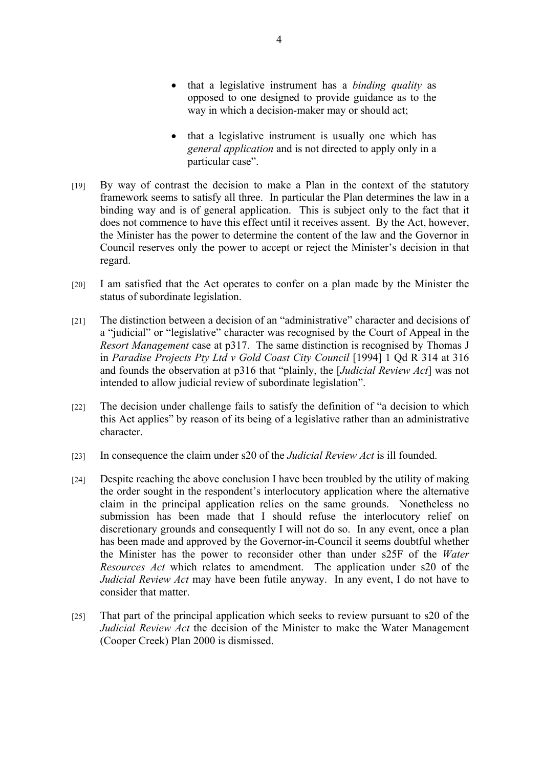- that a legislative instrument has a *binding quality* as opposed to one designed to provide guidance as to the way in which a decision-maker may or should act;

- that a legislative instrument is usually one which has *general application* and is not directed to apply only in a particular case".

[19] By way of contrast the decision to make a Plan in the context of the statutory framework seems to satisfy all three. In particular the Plan determines the law in a binding way and is of general application. This is subject only to the fact that it does not commence to have this effect until it receives assent. By the Act, however, the Minister has the power to determine the content of the law and the Governor in Council reserves only the power to accept or reject the Minister's decision in that regard.

[20] I am satisfied that the Act operates to confer on a plan made by the Minister the status of subordinate legislation.

[21] The distinction between a decision of an "administrative" character and decisions of a "judicial" or "legislative" character was recognised by the Court of Appeal in the *Resort Management* case at p317. The same distinction is recognised by Thomas J in *Paradise Projects Pty Ltd v Gold Coast City Council* [1994] 1 Qd R 314 at 316 and founds the observation at p316 that "plainly, the [*Judicial Review Act*] was not intended to allow judicial review of subordinate legislation".

[22] The decision under challenge fails to satisfy the definition of "a decision to which this Act applies" by reason of its being of a legislative rather than an administrative character.

[23] In consequence the claim under s20 of the *Judicial Review Act* is ill founded.

[24] Despite reaching the above conclusion I have been troubled by the utility of making the order sought in the respondent's interlocutory application where the alternative claim in the principal application relies on the same grounds. Nonetheless no submission has been made that I should refuse the interlocutory relief on discretionary grounds and consequently I will not do so. In any event, once a plan has been made and approved by the Governor-in-Council it seems doubtful whether the Minister has the power to reconsider other than under s25F of the *Water Resources Act* which relates to amendment. The application under s20 of the *Judicial Review Act* may have been futile anyway. In any event, I do not have to consider that matter.

[25] That part of the principal application which seeks to review pursuant to s20 of the *Judicial Review Act* the decision of the Minister to make the Water Management (Cooper Creek) Plan 2000 is dismissed.